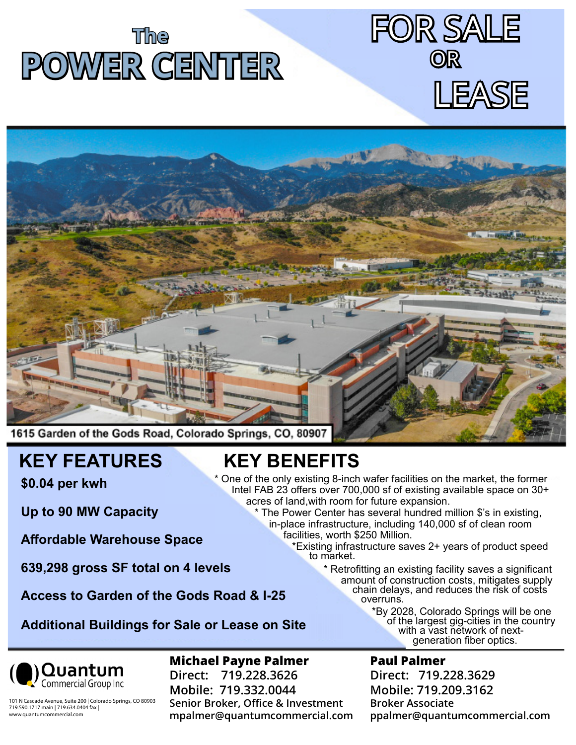# The POWER CENTER

# FOR SALE OR LEASE

1615 Garden of the Gods Road, Colorado Springs, CO, 80907

## KEY FEATURES

**$0.04 per kwh**

**Up to 90 MW Capacity**

**Affordable Warehouse Space**

**639,298 gross SF total on 4 levels**

**Access to Garden of the Gods Road & I-25**

**Additional Buildings for Sale or Lease on Site**

## KEY BENEFITS

* One of the only existing 8-inch wafer facilities on the market, the former Intel FAB 23 offers over 700,000 sf of existing available space on 30+ acres of land,with room for future expansion.

* The Power Center has several hundred million $'s in existing, in-place infrastructure, including 140,000 sf of clean room facilities, worth $250 Million.

*Existing infrastructure saves 2+ years of product speed to market.

* Retrofitting an existing facility saves a significant amount of construction costs, mitigates supply chain delays, and reduces the risk of costs overruns.

*By 2028, Colorado Springs will be one of the largest gig-cities in the country with a vast network of next-generation fiber optics.

---

Quantum Commercial Group Inc

101 N Cascade Avenue, Suite 200 | Colorado Springs, CO 80903
719.590.1717 main | 719.634.0404 fax |
www.quantumcommercial.com

**Michael Payne Palmer**
Direct: 719.228.3626
Mobile: 719.332.0044
Senior Broker, Office & Investment
mpalmer@quantumcommercial.com

**Paul Palmer**
Direct: 719.228.3629
Mobile: 719.209.3162
Broker Associate
ppalmer@quantumcommercial.com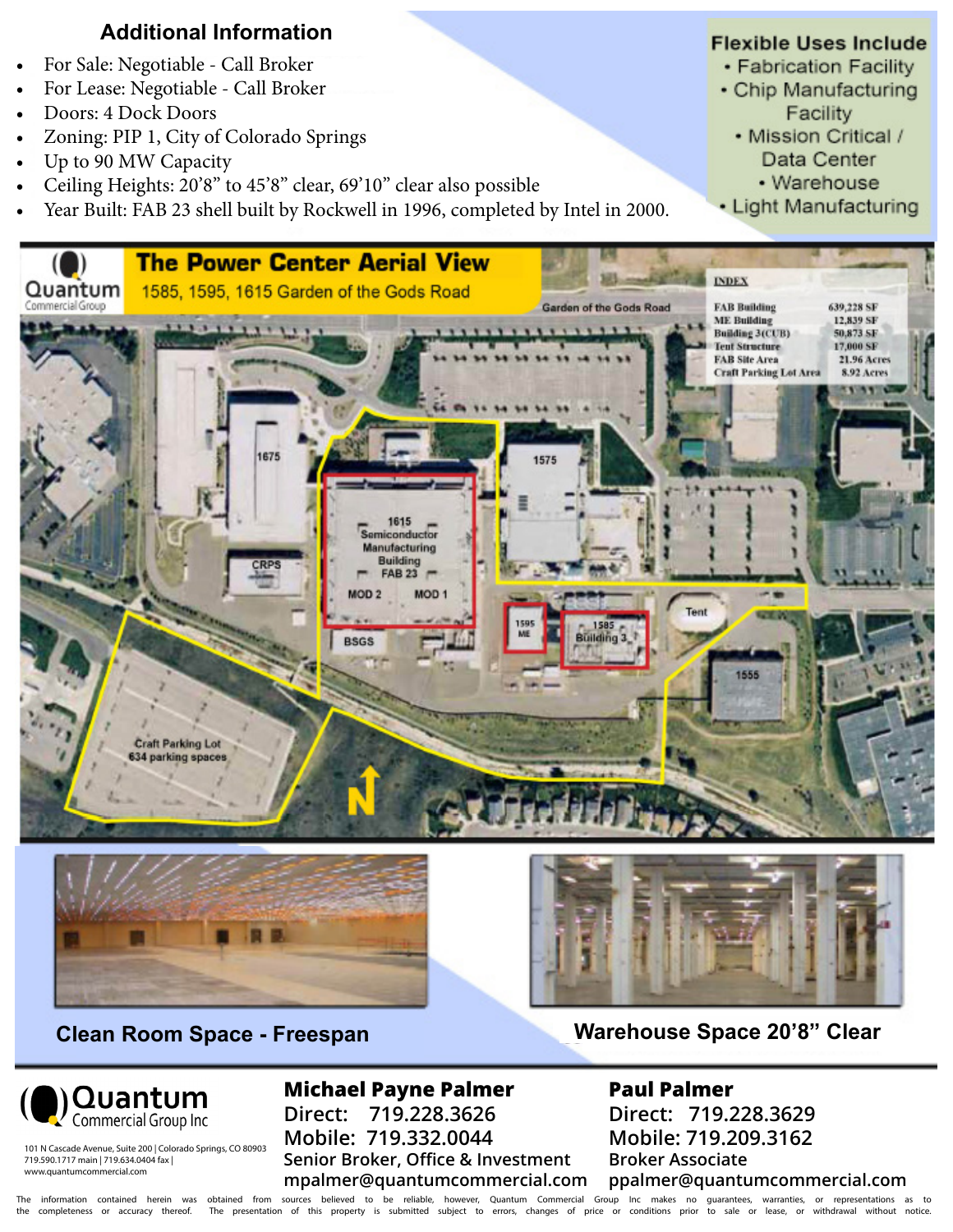## Additional Information

- For Sale: Negotiable - Call Broker
- For Lease: Negotiable - Call Broker
- Doors: 4 Dock Doors
- Zoning: PIP 1, City of Colorado Springs
- Up to 90 MW Capacity
- Ceiling Heights: 20'8" to 45'8" clear, 69'10" clear also possible
- Year Built: FAB 23 shell built by Rockwell in 1996, completed by Intel in 2000.

**Flexible Uses Include**

- Fabrication Facility
- Chip Manufacturing Facility
- Mission Critical / Data Center
- Warehouse
- Light Manufacturing

## The Power Center Aerial View

1585, 1595, 1615 Garden of the Gods Road

Quantum Commercial Group

Garden of the Gods Road

**INDEX**

| | |
|---|---|
| FAB Building | 639,228 SF |
| ME Building | 12,839 SF |
| Building 3(CUB) | 50,873 SF |
| Tent Structure | 17,000 SF |
| FAB Site Area | 21.96 Acres |
| Craft Parking Lot Area | 8.92 Acres |

1675

1615 Semiconductor Manufacturing Building FAB 23

MOD 2

MOD 1

1575

CRPS

BSGS

1595 ME

1585 Building 3

Tent

1555

Craft Parking Lot 634 parking spaces

N

Clean Room Space - Freespan

Warehouse Space 20'8" Clear

Quantum Commercial Group Inc

101 N Cascade Avenue, Suite 200 | Colorado Springs, CO 80903
719.590.1717 main | 719.634.0404 fax |
www.quantumcommercial.com

**Michael Payne Palmer**
Direct: 719.228.3626
Mobile: 719.332.0044
Senior Broker, Office & Investment
mpalmer@quantumcommercial.com

**Paul Palmer**
Direct: 719.228.3629
Mobile: 719.209.3162
Broker Associate
ppalmer@quantumcommercial.com

The information contained herein was obtained from sources believed to be reliable, however, Quantum Commercial Group Inc makes no guarantees, warranties, or representations as to the completeness or accuracy thereof. The presentation of this property is submitted subject to errors, changes of price or conditions prior to sale or lease, or withdrawal without notice.